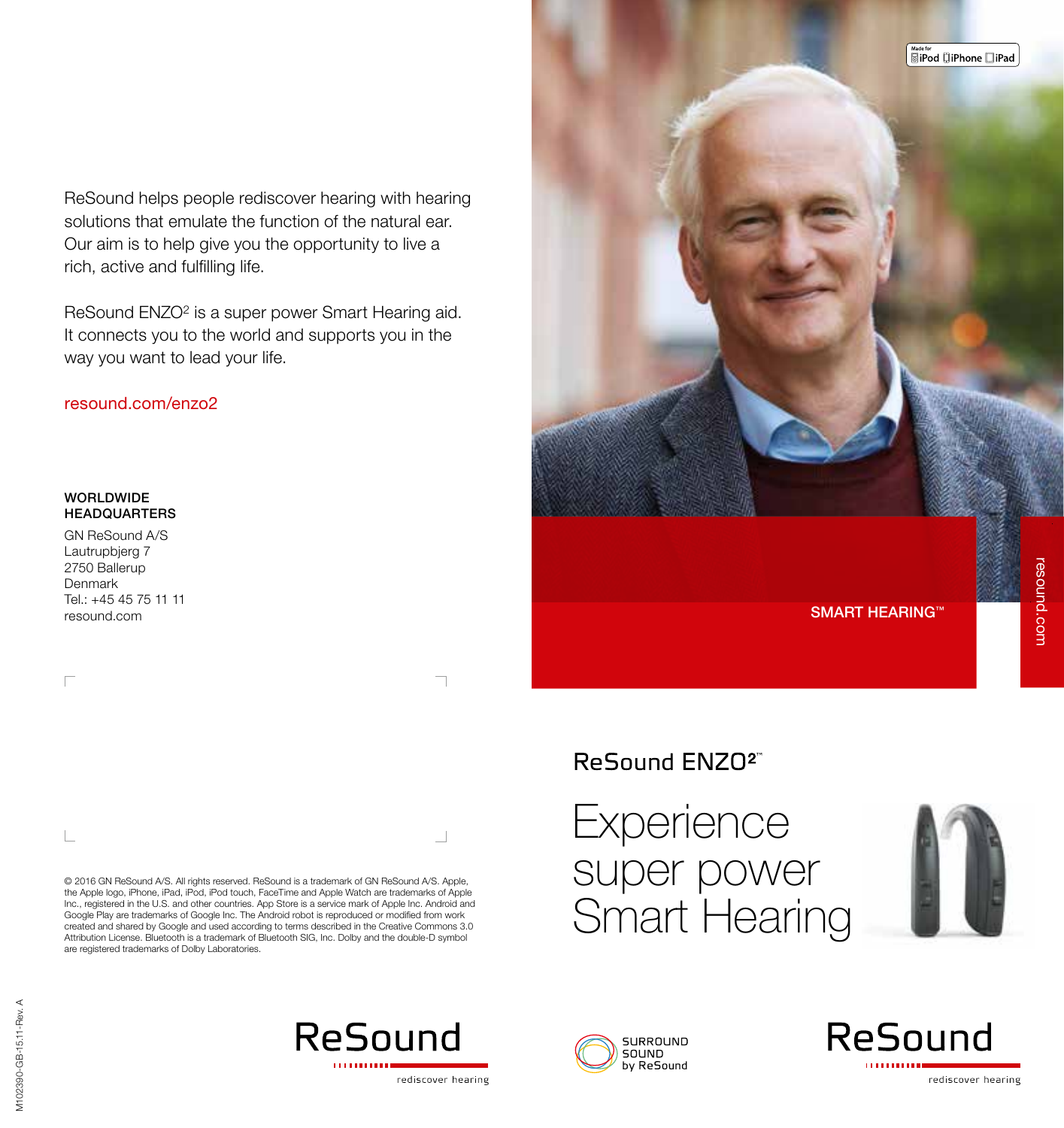ReSound helps people rediscover hearing with hearing solutions that emulate the function of the natural ear. Our aim is to help give you the opportunity to live a rich, active and fulfilling life.

ReSound ENZO² is a super power Smart Hearing aid. It connects you to the world and supports you in the way you want to lead your life.

resound.com/enzo2

**WORLDWIDE HEADQUARTERS**

GN ReSound A/S
Lautrupbjerg 7
2750 Ballerup
Denmark
Tel.: +45 45 75 11 11
resound.com

© 2016 GN ReSound A/S. All rights reserved. ReSound is a trademark of GN ReSound A/S. Apple, the Apple logo, iPhone, iPad, iPod, iPod touch, FaceTime and Apple Watch are trademarks of Apple Inc., registered in the U.S. and other countries. App Store is a service mark of Apple Inc. Android and Google Play are trademarks of Google Inc. The Android robot is reproduced or modified from work created and shared by Google and used according to terms described in the Creative Commons 3.0 Attribution License. Bluetooth is a trademark of Bluetooth SIG, Inc. Dolby and the double-D symbol are registered trademarks of Dolby Laboratories.

M102390-GB-15.11-Rev. A

ReSound
rediscover hearing

Made for iPod iPhone iPad

SMART HEARING™

resound.com

## ReSound ENZO²™

# Experience super power Smart Hearing

SURROUND SOUND by ReSound

ReSound
rediscover hearing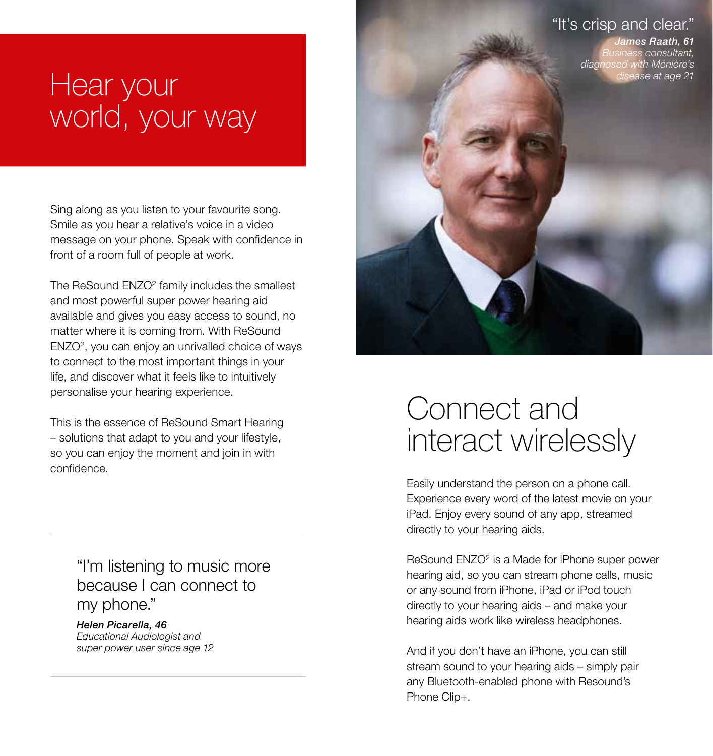# Hear your world, your way

Sing along as you listen to your favourite song. Smile as you hear a relative's voice in a video message on your phone. Speak with confidence in front of a room full of people at work.

The ReSound ENZO[2] family includes the smallest and most powerful super power hearing aid available and gives you easy access to sound, no matter where it is coming from. With ReSound ENZO[2], you can enjoy an unrivalled choice of ways to connect to the most important things in your life, and discover what it feels like to intuitively personalise your hearing experience.

This is the essence of ReSound Smart Hearing – solutions that adapt to you and your lifestyle, so you can enjoy the moment and join in with confidence.

---

"I'm listening to music more because I can connect to my phone."

***Helen Picarella, 46***
*Educational Audiologist and super power user since age 12*

---

"It's crisp and clear."

***James Raath, 61***
*Business consultant, diagnosed with Ménière's disease at age 21*

# Connect and interact wirelessly

Easily understand the person on a phone call. Experience every word of the latest movie on your iPad. Enjoy every sound of any app, streamed directly to your hearing aids.

ReSound ENZO[2] is a Made for iPhone super power hearing aid, so you can stream phone calls, music or any sound from iPhone, iPad or iPod touch directly to your hearing aids – and make your hearing aids work like wireless headphones.

And if you don't have an iPhone, you can still stream sound to your hearing aids – simply pair any Bluetooth-enabled phone with Resound's Phone Clip+.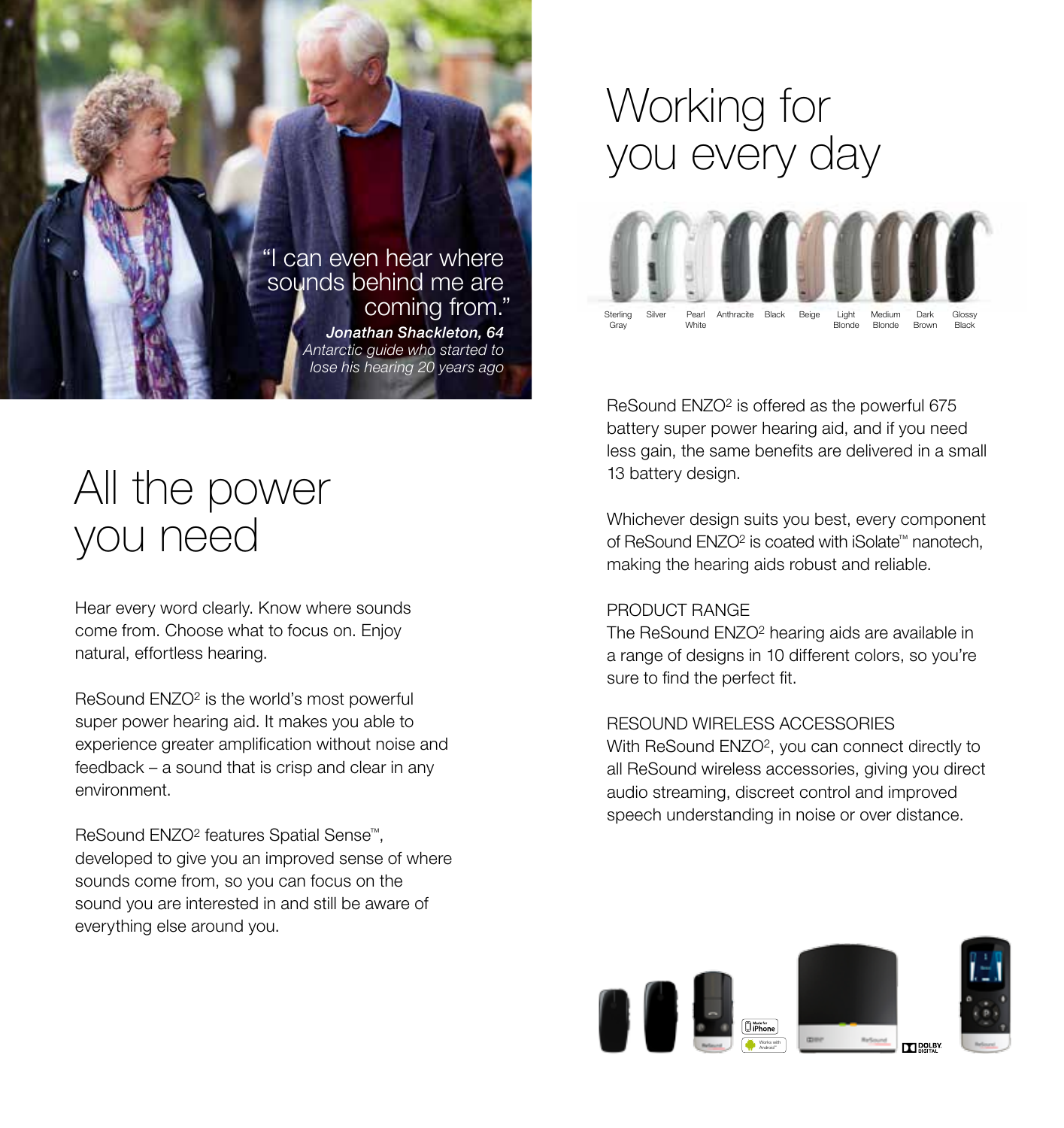"I can even hear where sounds behind me are coming from."

***Jonathan Shackleton, 64***
*Antarctic guide who started to lose his hearing 20 years ago*

# All the power you need

Hear every word clearly. Know where sounds come from. Choose what to focus on. Enjoy natural, effortless hearing.

ReSound ENZO² is the world's most powerful super power hearing aid. It makes you able to experience greater amplification without noise and feedback – a sound that is crisp and clear in any environment.

ReSound ENZO² features Spatial Sense™, developed to give you an improved sense of where sounds come from, so you can focus on the sound you are interested in and still be aware of everything else around you.

# Working for you every day

Sterling Gray | Silver | Pearl White | Anthracite | Black | Beige | Light Blonde | Medium Blonde | Dark Brown | Glossy Black

ReSound ENZO² is offered as the powerful 675 battery super power hearing aid, and if you need less gain, the same benefits are delivered in a small 13 battery design.

Whichever design suits you best, every component of ReSound ENZO² is coated with iSolate™ nanotech, making the hearing aids robust and reliable.

PRODUCT RANGE
The ReSound ENZO² hearing aids are available in a range of designs in 10 different colors, so you're sure to find the perfect fit.

RESOUND WIRELESS ACCESSORIES
With ReSound ENZO², you can connect directly to all ReSound wireless accessories, giving you direct audio streaming, discreet control and improved speech understanding in noise or over distance.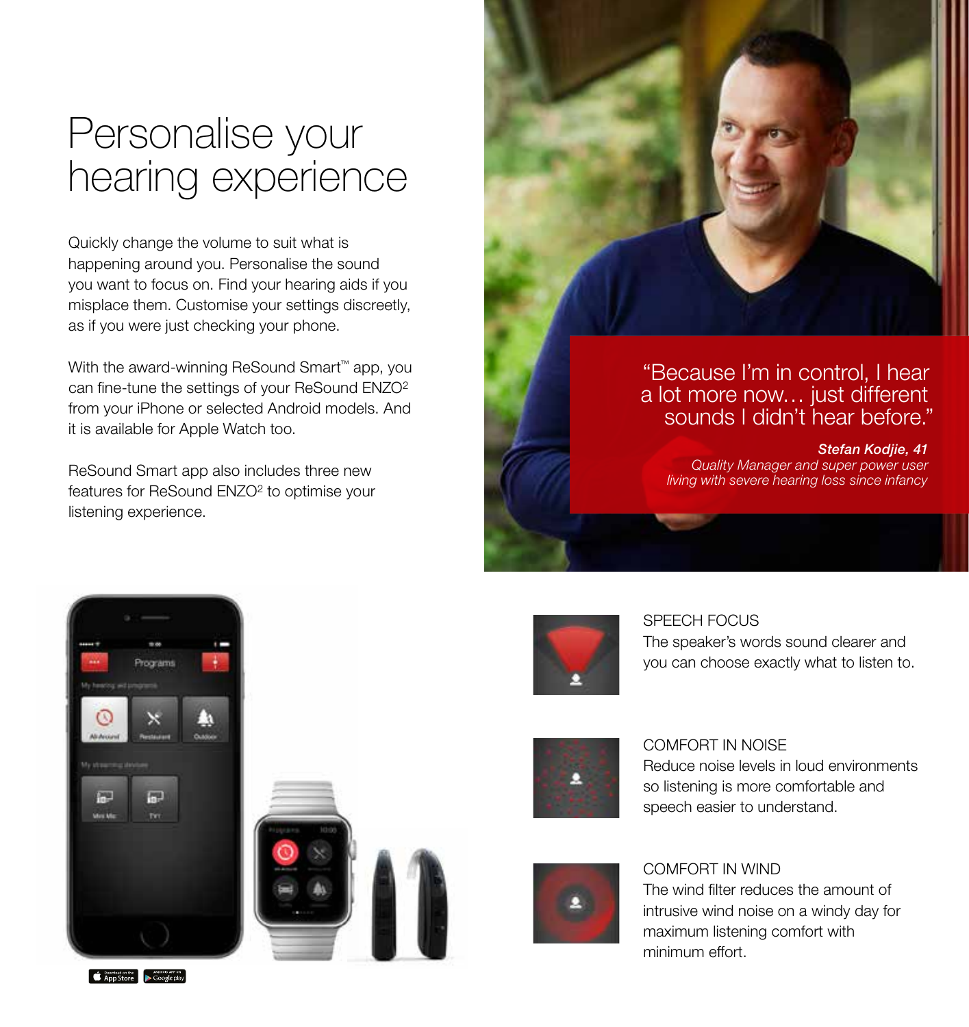# Personalise your hearing experience

Quickly change the volume to suit what is happening around you. Personalise the sound you want to focus on. Find your hearing aids if you misplace them. Customise your settings discreetly, as if you were just checking your phone.

With the award-winning ReSound Smart™ app, you can fine-tune the settings of your ReSound ENZO2 from your iPhone or selected Android models. And it is available for Apple Watch too.

ReSound Smart app also includes three new features for ReSound ENZO2 to optimise your listening experience.

> "Because I'm in control, I hear a lot more now… just different sounds I didn't hear before."
>
> ***Stefan Kodjie, 41***
> *Quality Manager and super power user living with severe hearing loss since infancy*

### SPEECH FOCUS

The speaker's words sound clearer and you can choose exactly what to listen to.

### COMFORT IN NOISE

Reduce noise levels in loud environments so listening is more comfortable and speech easier to understand.

### COMFORT IN WIND

The wind filter reduces the amount of intrusive wind noise on a windy day for maximum listening comfort with minimum effort.